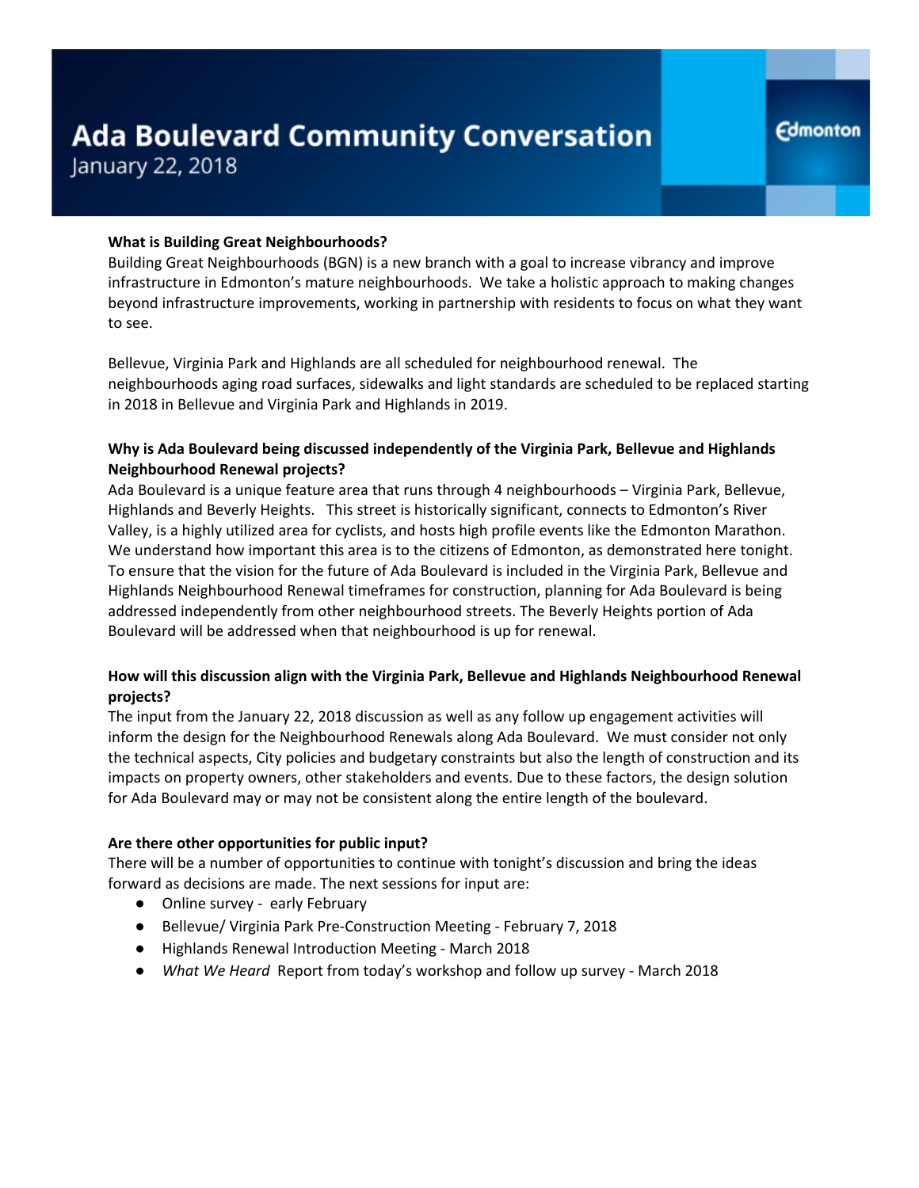# Ada Boulevard Community Conversation

January 22, 2018

Edmonton

**What is Building Great Neighbourhoods?**

Building Great Neighbourhoods (BGN) is a new branch with a goal to increase vibrancy and improve infrastructure in Edmonton's mature neighbourhoods. We take a holistic approach to making changes beyond infrastructure improvements, working in partnership with residents to focus on what they want to see.

Bellevue, Virginia Park and Highlands are all scheduled for neighbourhood renewal. The neighbourhoods aging road surfaces, sidewalks and light standards are scheduled to be replaced starting in 2018 in Bellevue and Virginia Park and Highlands in 2019.

**Why is Ada Boulevard being discussed independently of the Virginia Park, Bellevue and Highlands Neighbourhood Renewal projects?**

Ada Boulevard is a unique feature area that runs through 4 neighbourhoods – Virginia Park, Bellevue, Highlands and Beverly Heights. This street is historically significant, connects to Edmonton's River Valley, is a highly utilized area for cyclists, and hosts high profile events like the Edmonton Marathon. We understand how important this area is to the citizens of Edmonton, as demonstrated here tonight. To ensure that the vision for the future of Ada Boulevard is included in the Virginia Park, Bellevue and Highlands Neighbourhood Renewal timeframes for construction, planning for Ada Boulevard is being addressed independently from other neighbourhood streets. The Beverly Heights portion of Ada Boulevard will be addressed when that neighbourhood is up for renewal.

**How will this discussion align with the Virginia Park, Bellevue and Highlands Neighbourhood Renewal projects?**

The input from the January 22, 2018 discussion as well as any follow up engagement activities will inform the design for the Neighbourhood Renewals along Ada Boulevard. We must consider not only the technical aspects, City policies and budgetary constraints but also the length of construction and its impacts on property owners, other stakeholders and events. Due to these factors, the design solution for Ada Boulevard may or may not be consistent along the entire length of the boulevard.

**Are there other opportunities for public input?**

There will be a number of opportunities to continue with tonight's discussion and bring the ideas forward as decisions are made. The next sessions for input are:

- Online survey - early February
- Bellevue/ Virginia Park Pre-Construction Meeting - February 7, 2018
- Highlands Renewal Introduction Meeting - March 2018
- *What We Heard* Report from today's workshop and follow up survey - March 2018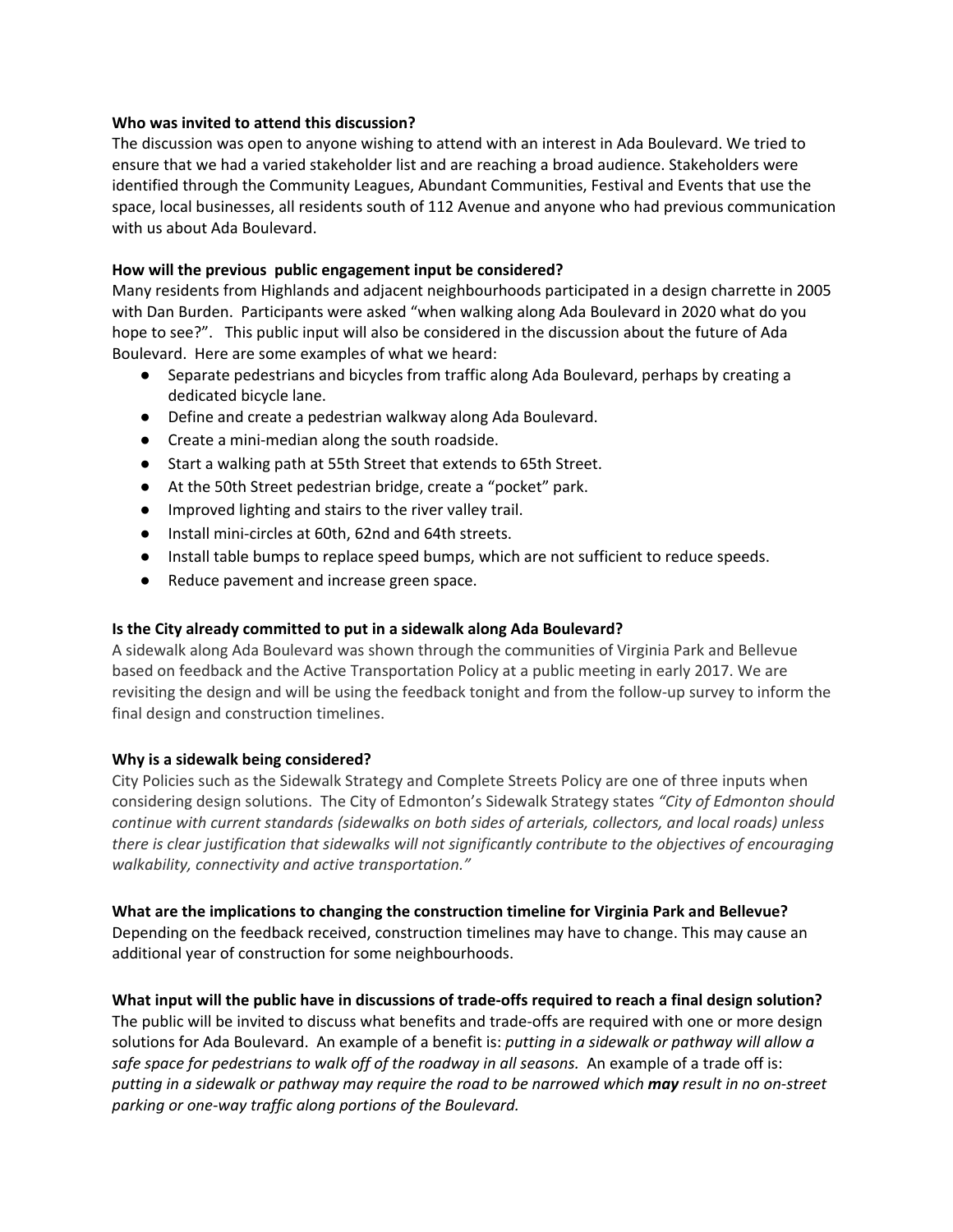**Who was invited to attend this discussion?**

The discussion was open to anyone wishing to attend with an interest in Ada Boulevard. We tried to ensure that we had a varied stakeholder list and are reaching a broad audience. Stakeholders were identified through the Community Leagues, Abundant Communities, Festival and Events that use the space, local businesses, all residents south of 112 Avenue and anyone who had previous communication with us about Ada Boulevard.

**How will the previous public engagement input be considered?**

Many residents from Highlands and adjacent neighbourhoods participated in a design charrette in 2005 with Dan Burden. Participants were asked "when walking along Ada Boulevard in 2020 what do you hope to see?". This public input will also be considered in the discussion about the future of Ada Boulevard. Here are some examples of what we heard:

- Separate pedestrians and bicycles from traffic along Ada Boulevard, perhaps by creating a dedicated bicycle lane.
- Define and create a pedestrian walkway along Ada Boulevard.
- Create a mini-median along the south roadside.
- Start a walking path at 55th Street that extends to 65th Street.
- At the 50th Street pedestrian bridge, create a "pocket" park.
- Improved lighting and stairs to the river valley trail.
- Install mini-circles at 60th, 62nd and 64th streets.
- Install table bumps to replace speed bumps, which are not sufficient to reduce speeds.
- Reduce pavement and increase green space.

**Is the City already committed to put in a sidewalk along Ada Boulevard?**

A sidewalk along Ada Boulevard was shown through the communities of Virginia Park and Bellevue based on feedback and the Active Transportation Policy at a public meeting in early 2017. We are revisiting the design and will be using the feedback tonight and from the follow-up survey to inform the final design and construction timelines.

**Why is a sidewalk being considered?**

City Policies such as the Sidewalk Strategy and Complete Streets Policy are one of three inputs when considering design solutions. The City of Edmonton's Sidewalk Strategy states *"City of Edmonton should continue with current standards (sidewalks on both sides of arterials, collectors, and local roads) unless there is clear justification that sidewalks will not significantly contribute to the objectives of encouraging walkability, connectivity and active transportation."*

**What are the implications to changing the construction timeline for Virginia Park and Bellevue?**

Depending on the feedback received, construction timelines may have to change. This may cause an additional year of construction for some neighbourhoods.

**What input will the public have in discussions of trade-offs required to reach a final design solution?**

The public will be invited to discuss what benefits and trade-offs are required with one or more design solutions for Ada Boulevard. An example of a benefit is: *putting in a sidewalk or pathway will allow a safe space for pedestrians to walk off of the roadway in all seasons.* An example of a trade off is: *putting in a sidewalk or pathway may require the road to be narrowed which **may** result in no on-street parking or one-way traffic along portions of the Boulevard.*